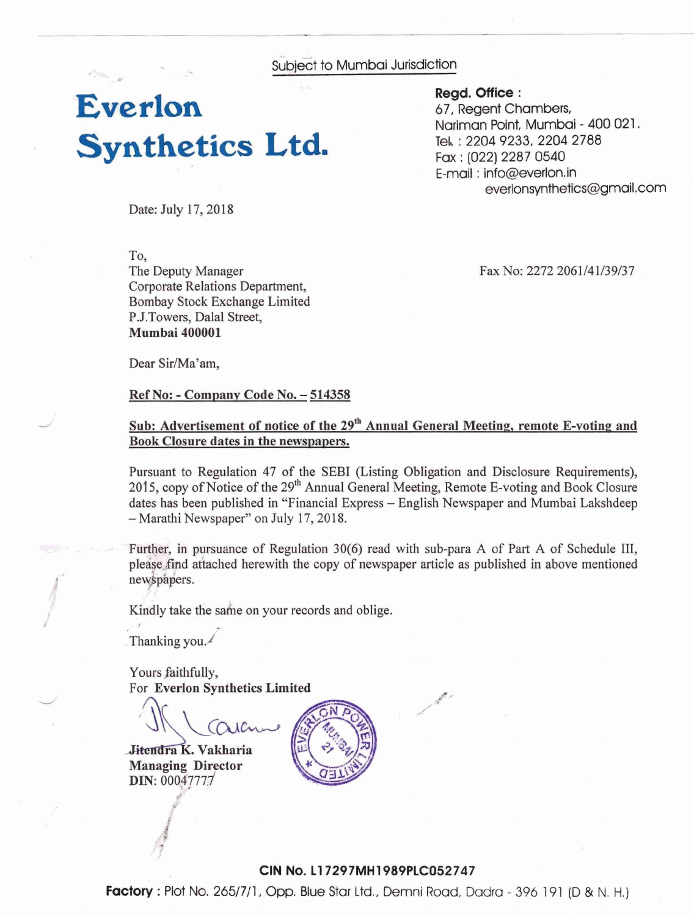Subject to Mumbai Jurisdiction

# Everlon Synthetics Ltd.

**Regd. Office :**
67, Regent Chambers,
Nariman Point, Mumbai - 400 021.
Tel. : 2204 9233, 2204 2788
Fax : (022) 2287 0540
E-mail : info@everlon.in
everlonsynthetics@gmail.com

Date: July 17, 2018

To,
The Deputy Manager
Corporate Relations Department,
Bombay Stock Exchange Limited
P.J.Towers, Dalal Street,
**Mumbai 400001**

Fax No: 2272 2061/41/39/37

Dear Sir/Ma'am,

**Ref No: - Company Code No. – 514358**

**Sub: Advertisement of notice of the 29th Annual General Meeting, remote E-voting and Book Closure dates in the newspapers.**

Pursuant to Regulation 47 of the SEBI (Listing Obligation and Disclosure Requirements), 2015, copy of Notice of the 29th Annual General Meeting, Remote E-voting and Book Closure dates has been published in "Financial Express – English Newspaper and Mumbai Lakshdeep – Marathi Newspaper" on July 17, 2018.

Further, in pursuance of Regulation 30(6) read with sub-para A of Part A of Schedule III, please find attached herewith the copy of newspaper article as published in above mentioned newspapers.

Kindly take the same on your records and oblige.

Thanking you.

Yours faithfully,
For **Everlon Synthetics Limited**

**Jitendra K. Vakharia**
**Managing Director**
**DIN:** 00047777

**CIN No. L17297MH1989PLC052747**

**Factory :** Plot No. 265/7/1, Opp. Blue Star Ltd., Demni Road, Dadra - 396 191 (D & N. H.)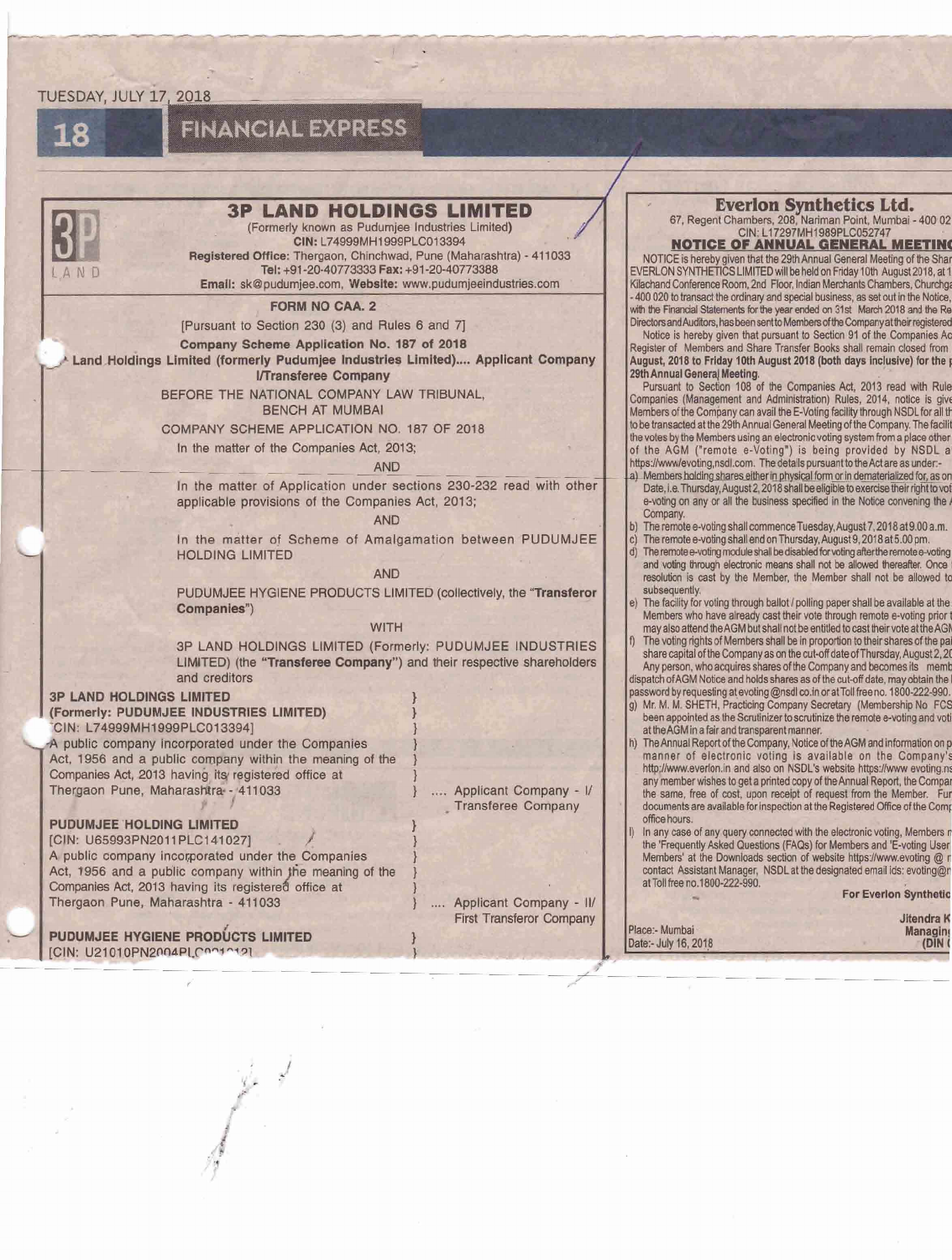TUESDAY, JULY 17, 2018

FINANCIAL EXPRESS

# 3P LAND HOLDINGS LIMITED

(Formerly known as Pudumjee Industries Limited)

**CIN:** L74999MH1999PLC013394

**Registered Office:** Thergaon, Chinchwad, Pune (Maharashtra) - 411033

**Tel:** +91-20-40773333 **Fax:** +91-20-40773388

**Email:** sk@pudumjee.com, **Website:** www.pudumjeeindustries.com

**FORM NO CAA. 2**

[Pursuant to Section 230 (3) and Rules 6 and 7]

**Company Scheme Application No. 187 of 2018**

**Land Holdings Limited (formerly Pudumjee Industries Limited).... Applicant Company I/Transferee Company**

BEFORE THE NATIONAL COMPANY LAW TRIBUNAL, BENCH AT MUMBAI

COMPANY SCHEME APPLICATION NO. 187 OF 2018

In the matter of the Companies Act, 2013;

AND

In the matter of Application under sections 230-232 read with other applicable provisions of the Companies Act, 2013;

AND

In the matter of Scheme of Amalgamation between PUDUMJEE HOLDING LIMITED

AND

PUDUMJEE HYGIENE PRODUCTS LIMITED (collectively, the **"Transferor Companies"**)

WITH

3P LAND HOLDINGS LIMITED (Formerly: PUDUMJEE INDUSTRIES LIMITED) (the **"Transferee Company"**) and their respective shareholders and creditors

**3P LAND HOLDINGS LIMITED**
**(Formerly: PUDUMJEE INDUSTRIES LIMITED)**
[CIN: L74999MH1999PLC013394]
A public company incorporated under the Companies Act, 1956 and a public company within the meaning of the Companies Act, 2013 having its registered office at Thergaon Pune, Maharashtra - 411033 .... Applicant Company - I/ Transferee Company

**PUDUMJEE HOLDING LIMITED**
[CIN: U65993PN2011PLC141027]
A public company incorporated under the Companies Act, 1956 and a public company within the meaning of the Companies Act, 2013 having its registered office at Thergaon Pune, Maharashtra - 411033 .... Applicant Company - II/ First Transferor Company

**PUDUMJEE HYGIENE PRODUCTS LIMITED**
[CIN: U21010PN2004PLC0...]

# Everlon Synthetics Ltd.

67, Regent Chambers, 208, Nariman Point, Mumbai - 400 02

CIN: L17297MH1989PLC052747

## NOTICE OF ANNUAL GENERAL MEETING

NOTICE is hereby given that the 29th Annual General Meeting of the Shar EVERLON SYNTHETICS LIMITED will be held on Friday 10th August 2018, at 1 Kilachand Conference Room, 2nd Floor, Indian Merchants Chambers, Churchga - 400 020 to transact the ordinary and special business, as set out in the Notice, with the Financial Statements for the year ended on 31st March 2018 and the Re Directors and Auditors, has been sent to Members of the Company at their registered

Notice is hereby given that pursuant to Section 91 of the Companies Ac Register of Members and Share Transfer Books shall remain closed from **August, 2018 to Friday 10th August 2018 (both days inclusive) for the 29th Annual General Meeting.**

Pursuant to Section 108 of the Companies Act, 2013 read with Rule Companies (Management and Administration) Rules, 2014, notice is give Members of the Company can avail the E-Voting facility through NSDL for all th to be transacted at the 29th Annual General Meeting of the Company. The facilit the votes by the Members using an electronic voting system from a place other of the AGM ("remote e-Voting") is being provided by NSDL a https://www/evoting,nsdl.com. The details pursuant to the Act are as under:-

a) Members holding shares either in physical form or in dematerialized for, as on Date, i.e. Thursday, August 2, 2018 shall be eligible to exercise their right to vot e-voting on any or all the business specified in the Notice convening the Company.
b) The remote e-voting shall commence Tuesday, August 7, 2018 at 9.00 a.m.
c) The remote e-voting shall end on Thursday, August 9, 2018 at 5.00 pm.
d) The remote e-voting module shall be disabled for voting after the remote e-voting and voting through electronic means shall not be allowed thereafter. Once resolution is cast by the Member, the Member shall not be allowed to subsequently.
e) The facility for voting through ballot / polling paper shall be available at the Members who have already cast their vote through remote e-voting prior may also attend the AGM but shall not be entitled to cast their vote at the AGM
f) The voting rights of Members shall be in proportion to their shares of the pa share capital of the Company as on the cut-off date of Thursday, August 2, 20 Any person, who acquires shares of the Company and becomes its memb dispatch of AGM Notice and holds shares as of the cut-off date, may obtain the password by requesting at evoting@nsdl co.in or at Toll free no. 1800-222-990.
g) Mr. M. M. SHETH, Practicing Company Secretary (Membership No FCS been appointed as the Scrutinizer to scrutinize the remote e-voting and voti at the AGM in a fair and transparent manner.
h) The Annual Report of the Company, Notice of the AGM and information on p manner of electronic voting is available on the Company's http://www.everlon.in and also on NSDL's website https://www evoting.ns any member wishes to get a printed copy of the Annual Report, the Compan the same, free of cost, upon receipt of request from the Member. Fur documents are available for inspection at the Registered Office of the Comp office hours.
i) In any case of any query connected with the electronic voting, Members the 'Frequently Asked Questions (FAQs) for Members and 'E-voting User Members' at the Downloads section of website https://www.evoting @ contact Assistant Manager, NSDL at the designated email ids: evoting@ at Toll free no.1800-222-990.

For Everlon Synthetic

Jitendra K
Managin
(DIN

Place:- Mumbai
Date:- July 16, 2018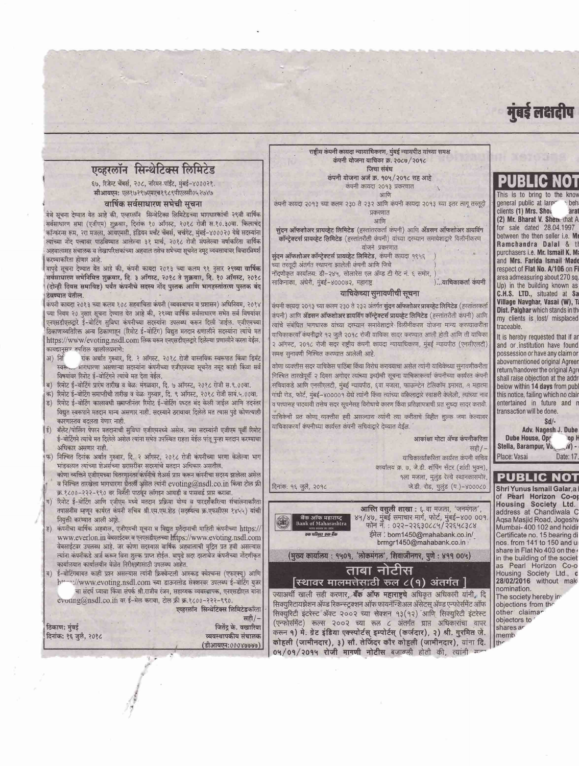मुंबई लक्षदीप

# एव्हरलॉन सिन्थेटिक्स लिमिटेड

६७, रिजेन्ट चेंबर्स, २०८, नरिमन पॉईंट, मुंबई-४०००२१.
सीआयएन: एल१७२९७एमएच१९८९पीएलसी०५२७४७

## वार्षिक सर्वसाधारण सभेची सूचना

येथे सूचना देण्यात येत आहे की, एव्हरलॉन सिन्थेटिक्स लिमिटेडच्या भागधारकांची २९वी वार्षिक सर्वसाधारण सभा (एजीएम) शुक्रवार, दिनांक १० ऑगस्ट, २०१८ रोजी स.१०.३०वा. किलाचंद कॉन्फरन्स रुम, २रा मजला, आयएमसी, इंडियन मर्चंट चेंबर्स, चर्चगेट, मुंबई-४०००२० येथे सदस्यांना त्यांच्या नोंद पत्त्यावर पाठविण्यात आलेल्या ३१ मार्च, २०१८ रोजी संपलेल्या वर्षाकरिता वार्षिक अहवालासह संचालक व लेखापरिक्षकांच्या अहवाल तसेच सभेच्या सूचनेत नमूद व्यवसायावर विचारविमर्श करण्याकरिता होणार आहे.

पुढे सूचना देण्यात येत आहे की, कंपनी कायदा २०१३ च्या कलम ९१ नुसार २९व्या वार्षिक सर्वसाधारण सभेनिमित्त शुक्रवार, दि. ३ ऑगस्ट, २०१८ ते शुक्रवार, दि. १० ऑगस्ट, २०१८ (दोन्ही दिवस समाविष्ट) पर्यंत कंपनीचे सदस्य नोंद पुस्तक आणि भागहस्तांतरण पुस्तक बंद ठेवण्यात येतील.

कंपनी कायदा २०१३ च्या कलम १०८ सहवाचिता कंपनी (व्यवस्थापन व प्रशासन) अधिनियम, २०१४ च्या नियम २० नुसार सूचना देण्यात येत आहे की, २९व्या वार्षिक सर्वसाधारण सभेत सर्व विषयांवर एनएसडीएलद्वारे ई-वोटिंग सुविधा कंपनीच्या सदस्यांना उपलब्ध करून दिली जाईल. एजीएमच्या ठिकाणाव्यतिरिक्त अन्य ठिकाणाहून (रिमोट ई-वोटिंग) विद्युत मतदान प्रणालीने सदस्यांना त्यांचे मत https://www/evoting.nsdl.com लिंक वरून एनएसडीएलद्वारे दिलेल्या प्रणालीने करता येईल. कायद्यानुसार तपशिल खालीलप्रमाणे:

अ) निश्चित दिनांक अर्थात गुरुवार, दि. २ ऑगस्ट, २०१८ रोजी वास्तविक स्वरूपात किंवा डिमॅट स्वरूपात भागधारणा असणाऱ्या सदस्यांना कंपनीच्या एजीएमच्या सूचनेत नमूद काही किंवा सर्व विषयांवर रिमोट ई-वोटिंगने त्यांचे मत देता येईल.

ब) रिमोट ई-वोटिंग प्रारंभ तारीख व वेळ: मंगळवार, दि. ७ ऑगस्ट, २०१८ रोजी स.९.००वा.

क) रिमोट ई-वोटिंग समाप्तीची तारीख व वेळ: गुरुवार, दि. ९ ऑगस्ट, २०१८ रोजी सायं.५.००वा.

ड) रिमोट ई-वोटिंग कालावधी समाप्तीनंतर रिमोट ई-वोटिंग पध्दत बंद केली जाईल आणि तदनंतर विद्युत स्वरूपाने मतदान मान्य असणार नाही. सदस्याने ठरावावर दिलेले मत त्यास पुढे कोणत्याही कारणास्तव बदलता येणार नाही.

ई) बॅलेट/पोलिंग पेपरने मतदानाची सुविधा एजीएममध्ये असेल. ज्या सदस्यांनी एजीएम पूर्वी रिमोट ई-वोटिंगने त्यांचे मत दिलेले असेल त्यांना सभेत उपस्थित राहता येईल परंतु पुन्हा मतदान करण्याचा अधिकार असणार नाही.

फ) निश्चित दिनांक अर्थात गुरुवार, दि. २ ऑगस्ट, २०१८ रोजी कंपनीच्या भरणा केलेल्या भाग भांडवलात त्यांच्या शेअर्सच्या प्रमाणात सदस्यांचे मतदान अधिकार असतील.
कोणा व्यक्तिने एजीएमच्या वितरणानंतर कंपनीचे शेअर्स प्राप्त करून कंपनीचा सदस्य झालेला असेल व निश्चित तारखेला भागधारणा घेतलेली असेल त्यांनी evoting@nsdl.co.in किंवा टोल फ्री क्र.१८००-२२२-९९० वर विनंती पाठवून लॉगइन आयडी व पासवर्ड प्राप्त करावा.

ग) रिमोट ई-वोटिंग आणि एजीएम मध्ये मतदान प्रक्रिया योग्य व पारदर्शकरित्या संचालनाकरिता तपासनीस म्हणून कार्यरत कंपनी सचिव श्री.एम.एम.शेठ (सदस्यत्व क्र.एफसीएस १४५५) यांची नियुक्ती करण्यात आली आहे.

ह) कंपनीचा वार्षिक अहवाल, एजीएमची सूचना व विद्युत मतदानाची माहिती कंपनीच्या https://www.everlon.in वेबसाईटवर व एनएसडीएलच्या https://www.evoting.nsdl.com वेबसाईटवर उपलब्ध आहे. जर कोणा सदस्यास वार्षिक अहवालाची मुद्रित प्रत हवी असल्यास त्यांना कंपनीकडे अर्ज करून विना शुल्क प्राप्त होईल. वापुढे सदर दस्तावेज कंपनीच्या नोंदणीकृत कार्यालयात कार्यालयीन वेळेत निरीक्षणासाठी उपलब्ध आहेत.

य) ई-वोटिंगबाबत काही प्रश्न असल्यास त्यांनी फ्रिक्वेन्टली आस्कड क्वेश्चन्स (एफएक्यू) आणि https://www.evoting.nsdl.com च्या डाऊनलोड सेक्शनवर उपलब्ध ई-वोटिंग युजर ...चा संदर्भ घ्यावा किंवा संपर्क श्री.राजीव रंजन, सहाय्यक व्यवस्थापक, एनएसडीएल यांना evoting@nsdl.co.in वर ई-मेल करावा, टोल फ्री क्र.१८००-२२२-९९०.

एव्हरलॉन सिन्थेटिक्स लिमिटेडकरिता
सही/-
जितेंद्र के. वखारिया
व्यवस्थापकीय संचालक
(डीआयएन:०००४७७७७)

ठिकाण: मुंबई
दिनांक: १६ जुलै, २०१८

---

राष्ट्रीय कंपनी कायदा न्यायाधिकरण, मुंबई न्यायपीठ यांच्या समक्ष
कंपनी योजना याचिका क्र. २०८७/२०१८
जिचा संबंध
कंपनी योजना अर्ज क्र. १०५/२०१८ सह आहे
कंपनी कायदा २०१३ प्रकरणात
आणि
कंपनी कायदा २०१३ च्या कलम २३० ते २३२ आणि कंपनी कायदा २०१३ च्या इतर लागू तरतूदी प्रकरणात
आणि
सुंदन ऑफशोअर प्रायव्हेट लिमिटेड (हस्तांतरकर्ता कंपनी) आणि अँडसन ऑफशोअर डायविंग कॉन्ट्रेक्टर्स प्रायव्हेट लिमिटेड (हस्तांतरीती कंपनी) यांच्या दरम्यान समायोजनाद्वारे विलीनीकरण योजना प्रकरणात

सुंदन ऑफशोअर कॉन्ट्रेक्टर्स प्रायव्हेट लिमिटेड, कंपनी कायदा १९५६ च्या तरतूदी अंतर्गत स्थापना झालेली कंपनी आणि जिचे नोंदणीकृत कार्यालय: डी-२४५, सोलारेस एल ॲण्ड टी गेट नं. ६ समोर, साकिनाका, अंधेरी, मुंबई-४०००७२, महाराष्ट्र ...याचिकाकर्ता कंपनी

### याचिकेच्या सुनावणीची सूचना

कंपनी कायदा २०१३ च्या कलम २३० ते २३२ अंतर्गत सुंदन ऑफशोअर प्रायव्हेट लिमिटेड (हस्तांतरकर्ता कंपनी) आणि अँडसन ऑफशोअर डायविंग कॉन्ट्रेक्टर्स प्रायव्हेट लिमिटेड (हस्तांतरीती कंपनी) आणि त्यांचे संबंधित भागधारक यांच्या दरम्यान समायोजनाद्वारे विलीनीकरण योजना मान्य करण्याकरीता याचिकाकर्ता कंपनीद्वारे १२ जुलै २०१८ रोजी याचिका सादर करण्यात आली होती आणि ती याचिका २ ऑगस्ट, २०१८ रोजी सदर राष्ट्रीय कंपनी कायदा न्यायाधिकरण, मुंबई न्यायपीठ (एनसीएलटी) समक्ष सुनावणी निश्चित करण्यात आलेली आहे.

कोणा व्यक्तीस सदर याचिकेस पाठिंबा किंवा विरोध करावयाचा असेल त्यांनी याचिकेच्या सुनावणीकरीता निश्चित तारखेपूर्वी २ दिवस अगोदर त्यांच्या इच्छेची सूचना याचिकाकर्त्या कंपनीच्या कार्यरत कंपनी सचिवाकडे आणि एनसीएलटी, मुंबई न्यायपीठ, ६वा मजला, फाऊन्टेन टेलिकॉम इमारत, ३ महात्मा गांधी रोड, फोर्ट, मुंबई-४००००१ येथे त्यांनी किंवा त्यांच्या वकिलाद्वारे स्वाक्षरी केलेली, त्यांच्या नाव व पत्त्यासह पाठवावी तसेच सदर सूचनेसह विरोधाचे कारण किंवा प्रतिज्ञापत्राची प्रत सुध्दा सादर करावी.

याचिकेची प्रत कोणा व्यक्तीस हवी असल्यास त्यांनी त्या करीताचे विहीत शुल्क जमा केल्यावर याचिकाकर्ता कंपनीच्या कार्यरत कंपनी सचिवाद्वारे देण्यात येईल.

आकांक्षा मोटा ॲण्ड कंपनीकरिता
सही/-
याचिकाकर्ताकरिता कार्यरत कंपनी सचिव
कार्यालय क्र. ७, जे.डी. शॉपिंग सेंटर (शांती भुवन),
१ला मजला, मुलुंड रेल्वे स्थानकासमोर,
जे.डी. रोड, मुलुंड (प.)-४०००८०

दिनांक: १६ जुलै, २०१८

---

बँक ऑफ महाराष्ट्र
Bank of Maharashtra
एक परिवार एक बँक

आस्ति वसुली शाखा : ६ वा मजला, 'जनमंगल', ४५/४७, मुंबई समाचार मार्ग, फोर्ट, मुंबई-४०० ००१.
फोन नं. : ०२२-२२६३०८८५/२२६५८३८४
ईमेल : bom1450@mahabank.co.in/
brmgr1450@mahabank.co.in

(मुख्य कार्यालय : १५०१, 'लोकमंगल', शिवाजीनगर, पुणे : ४११ ००५)

## ताबा नोटीस
### [स्थावर मालमत्तेसाठी रुल ८(१) अंतर्गत]

ज्याअर्थी खाली सही करणार, बँक ऑफ महाराष्ट्रचे अधिकृत अधिकारी यांनी, दि सिक्युरिटायझेशन ॲण्ड रिकन्स्ट्रक्शन ऑफ फायनॅन्शियल ॲसेट्स ॲण्ड एन्फोर्समेंट ऑफ सिक्युरिटी इंटरेस्ट ॲक्ट २००२ च्या सेक्शन १३(१२) आणि सिक्युरिटी इंटरेस्ट (एन्फोर्समेंट) रूल्स २००२ च्या रूल ८ अंतर्गत प्राप्त अधिकारांचा वापर करून १) मे. ग्रेट इंडिया एक्स्पोर्ट्स इम्पोर्ट्स (कर्जदार), २) श्री. गुरमित जे. कोहली (जामीनदार), ३) सौ. तेजिंदर कौर कोहली (जामीनदार), यांना दि. ०५/०१/२०१५ रोजी मागणी नोटीस बजावली होती की, त्यांनी ...

---

## PUBLIC NOT...

This is to bring to the know... general public at large ... beh... clients (1) Mrs. Sho... ...arat (2) Mr. Bharat V. Shen... that A... for sale dated 28.04.1997 between the then seller i.e. Mr Ramchandra Dalal & ... purchasers i.e. Mr. Ismail K. M... and Mrs. Farida Ismail Made... respect of Flat No. A/106 on Fi... area admeasuring about 270 sq... Up) in the building known as C.H.S. LTD., situated at Sa... Village Navghar, Vasai (W), T... Dist. Palghar which stands in th... my clients is lost/ misplaced traceable.

It is hereby requested that if an... and or institution have found possession or have any claim or abovementioned original Agree... return/handover the original Agr... shall raise objection at the addr... below within 14 days from publ... this notice, failing which no clai... entertained in future and n... transaction will be done.

Sd/-
Adv. Nagesh J. Dube
Dube House, Op... ...op H... Stella, Barampur, Va... (W) -
Place: Vasai Date: 17.

## PUBLIC NOT...

Shri Yunus Ismail Galar, a ... of Pearl Horizon Co-op... Housing Society Ltd. ... address at Chandiwala C... Aqsa Masjid Road, Jogeshw... Mumbai- 400 102 and holdin... Certificate no. 15 bearing di... nos. from 141 to 150 and u... share in Flat No 403 on the ... in the building of the societ... as Pearl Horizon Co-o... Housing Society Ltd., ... 28/02/2016 without mak... nomination.

The society hereby in... objections from th... other claiman... objectors to ... shares ar... memb... th...